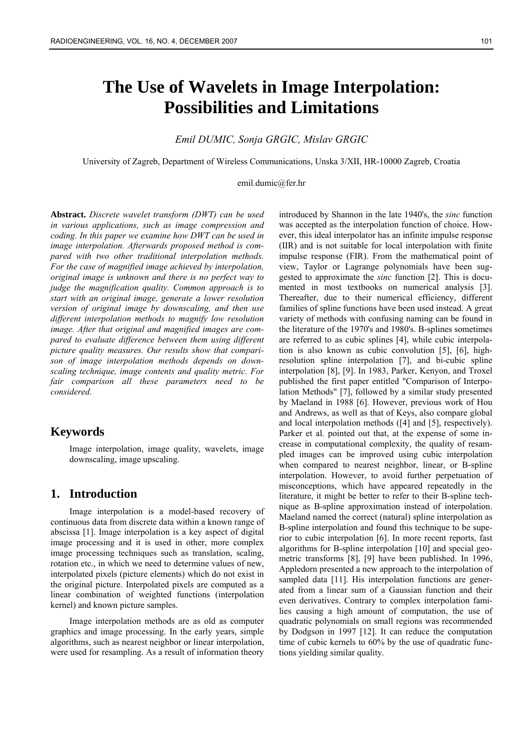# The Use of Wavelets in Image Interpolation: Possibilities and Limitations

*Emil DUMIC, Sonja GRGIC, Mislav GRGIC*

University of Zagreb, Department of Wireless Communications, Unska 3/XII, HR-10000 Zagreb, Croatia

emil.dumic@fer.hr

**Abstract.** *Discrete wavelet transform (DWT) can be used in various applications, such as image compression and coding. In this paper we examine how DWT can be used in image interpolation. Afterwards proposed method is compared with two other traditional interpolation methods. For the case of magnified image achieved by interpolation, original image is unknown and there is no perfect way to judge the magnification quality. Common approach is to start with an original image, generate a lower resolution version of original image by downscaling, and then use different interpolation methods to magnify low resolution image. After that original and magnified images are compared to evaluate difference between them using different picture quality measures. Our results show that comparison of image interpolation methods depends on downscaling technique, image contents and quality metric. For fair comparison all these parameters need to be considered.*

## Keywords

Image interpolation, image quality, wavelets, image downscaling, image upscaling.

## 1. Introduction

Image interpolation is a model-based recovery of continuous data from discrete data within a known range of abscissa [1]. Image interpolation is a key aspect of digital image processing and it is used in other, more complex image processing techniques such as translation, scaling, rotation etc., in which we need to determine values of new, interpolated pixels (picture elements) which do not exist in the original picture. Interpolated pixels are computed as a linear combination of weighted functions (interpolation kernel) and known picture samples.

Image interpolation methods are as old as computer graphics and image processing. In the early years, simple algorithms, such as nearest neighbor or linear interpolation, were used for resampling. As a result of information theory introduced by Shannon in the late 1940's, the *sinc* function was accepted as the interpolation function of choice. However, this ideal interpolator has an infinite impulse response (IIR) and is not suitable for local interpolation with finite impulse response (FIR). From the mathematical point of view, Taylor or Lagrange polynomials have been suggested to approximate the *sinc* function [2]. This is documented in most textbooks on numerical analysis [3]. Thereafter, due to their numerical efficiency, different families of spline functions have been used instead. A great variety of methods with confusing naming can be found in the literature of the 1970's and 1980's. B-splines sometimes are referred to as cubic splines [4], while cubic interpolation is also known as cubic convolution [5], [6], high-resolution spline interpolation [7], and bi-cubic spline interpolation [8], [9]. In 1983, Parker, Kenyon, and Troxel published the first paper entitled "Comparison of Interpolation Methods" [7], followed by a similar study presented by Maeland in 1988 [6]. However, previous work of Hou and Andrews, as well as that of Keys, also compare global and local interpolation methods ([4] and [5], respectively). Parker et al*.* pointed out that, at the expense of some increase in computational complexity, the quality of resampled images can be improved using cubic interpolation when compared to nearest neighbor, linear, or B-spline interpolation. However, to avoid further perpetuation of misconceptions, which have appeared repeatedly in the literature, it might be better to refer to their B-spline technique as B-spline approximation instead of interpolation. Maeland named the correct (natural) spline interpolation as B-spline interpolation and found this technique to be superior to cubic interpolation [6]. In more recent reports, fast algorithms for B-spline interpolation [10] and special geometric transforms [8], [9] have been published. In 1996, Appledorn presented a new approach to the interpolation of sampled data [11]. His interpolation functions are generated from a linear sum of a Gaussian function and their even derivatives. Contrary to complex interpolation families causing a high amount of computation, the use of quadratic polynomials on small regions was recommended by Dodgson in 1997 [12]. It can reduce the computation time of cubic kernels to 60% by the use of quadratic functions yielding similar quality.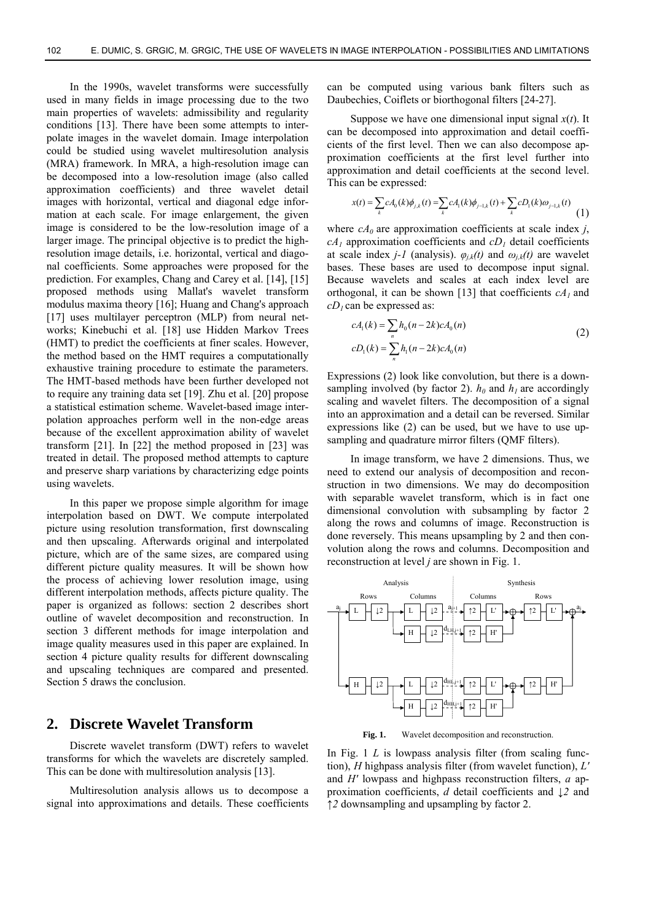In the 1990s, wavelet transforms were successfully used in many fields in image processing due to the two main properties of wavelets: admissibility and regularity conditions [13]. There have been some attempts to interpolate images in the wavelet domain. Image interpolation could be studied using wavelet multiresolution analysis (MRA) framework. In MRA, a high-resolution image can be decomposed into a low-resolution image (also called approximation coefficients) and three wavelet detail images with horizontal, vertical and diagonal edge information at each scale. For image enlargement, the given image is considered to be the low-resolution image of a larger image. The principal objective is to predict the high-resolution image details, i.e. horizontal, vertical and diagonal coefficients. Some approaches were proposed for the prediction. For examples, Chang and Carey et al. [14], [15] proposed methods using Mallat's wavelet transform modulus maxima theory [16]; Huang and Chang's approach [17] uses multilayer perceptron (MLP) from neural networks; Kinebuchi et al. [18] use Hidden Markov Trees (HMT) to predict the coefficients at finer scales. However, the method based on the HMT requires a computationally exhaustive training procedure to estimate the parameters. The HMT-based methods have been further developed not to require any training data set [19]. Zhu et al. [20] propose a statistical estimation scheme. Wavelet-based image interpolation approaches perform well in the non-edge areas because of the excellent approximation ability of wavelet transform [21]. In [22] the method proposed in [23] was treated in detail. The proposed method attempts to capture and preserve sharp variations by characterizing edge points using wavelets.

In this paper we propose simple algorithm for image interpolation based on DWT. We compute interpolated picture using resolution transformation, first downscaling and then upscaling. Afterwards original and interpolated picture, which are of the same sizes, are compared using different picture quality measures. It will be shown how the process of achieving lower resolution image, using different interpolation methods, affects picture quality. The paper is organized as follows: section 2 describes short outline of wavelet decomposition and reconstruction. In section 3 different methods for image interpolation and image quality measures used in this paper are explained. In section 4 picture quality results for different downscaling and upscaling techniques are compared and presented. Section 5 draws the conclusion.

## 2. Discrete Wavelet Transform

Discrete wavelet transform (DWT) refers to wavelet transforms for which the wavelets are discretely sampled. This can be done with multiresolution analysis [13].

Multiresolution analysis allows us to decompose a signal into approximations and details. These coefficients can be computed using various bank filters such as Daubechies, Coiflets or biorthogonal filters [24-27].

Suppose we have one dimensional input signal $x(t)$. It can be decomposed into approximation and detail coefficients of the first level. Then we can also decompose approximation coefficients at the first level further into approximation and detail coefficients at the second level. This can be expressed:

$$x(t) = \sum_k cA_0(k)\phi_{j,k}(t) = \sum_k cA_1(k)\phi_{j-1,k}(t) + \sum_k cD_1(k)\omega_{j-1,k}(t) \tag{1}$$

where $cA_0$ are approximation coefficients at scale index $j$, $cA_1$ approximation coefficients and $cD_1$ detail coefficients at scale index $j-1$ (analysis). $\varphi_{j,k}(t)$ and $\omega_{j,k}(t)$ are wavelet bases. These bases are used to decompose input signal. Because wavelets and scales at each index level are orthogonal, it can be shown [13] that coefficients $cA_1$ and $cD_1$ can be expressed as:

$$\begin{aligned} cA_1(k) &= \sum_n h_0(n-2k)cA_0(n) \\ cD_1(k) &= \sum_n h_1(n-2k)cA_0(n) \end{aligned} \tag{2}$$

Expressions (2) look like convolution, but there is a downsampling involved (by factor 2). $h_0$ and $h_1$ are accordingly scaling and wavelet filters. The decomposition of a signal into an approximation and a detail can be reversed. Similar expressions like (2) can be used, but we have to use upsampling and quadrature mirror filters (QMF filters).

In image transform, we have 2 dimensions. Thus, we need to extend our analysis of decomposition and reconstruction in two dimensions. We may do decomposition with separable wavelet transform, which is in fact one dimensional convolution with subsampling by factor 2 along the rows and columns of image. Reconstruction is done reversely. This means upsampling by 2 and then convolution along the rows and columns. Decomposition and reconstruction at level $j$ are shown in Fig. 1.

**Fig. 1.** Wavelet decomposition and reconstruction.

In Fig. 1 $L$ is lowpass analysis filter (from scaling function), $H$ highpass analysis filter (from wavelet function), $L'$ and $H'$ lowpass and highpass reconstruction filters, $a$ approximation coefficients, $d$ detail coefficients and $\downarrow 2$ and $\uparrow 2$ downsampling and upsampling by factor 2.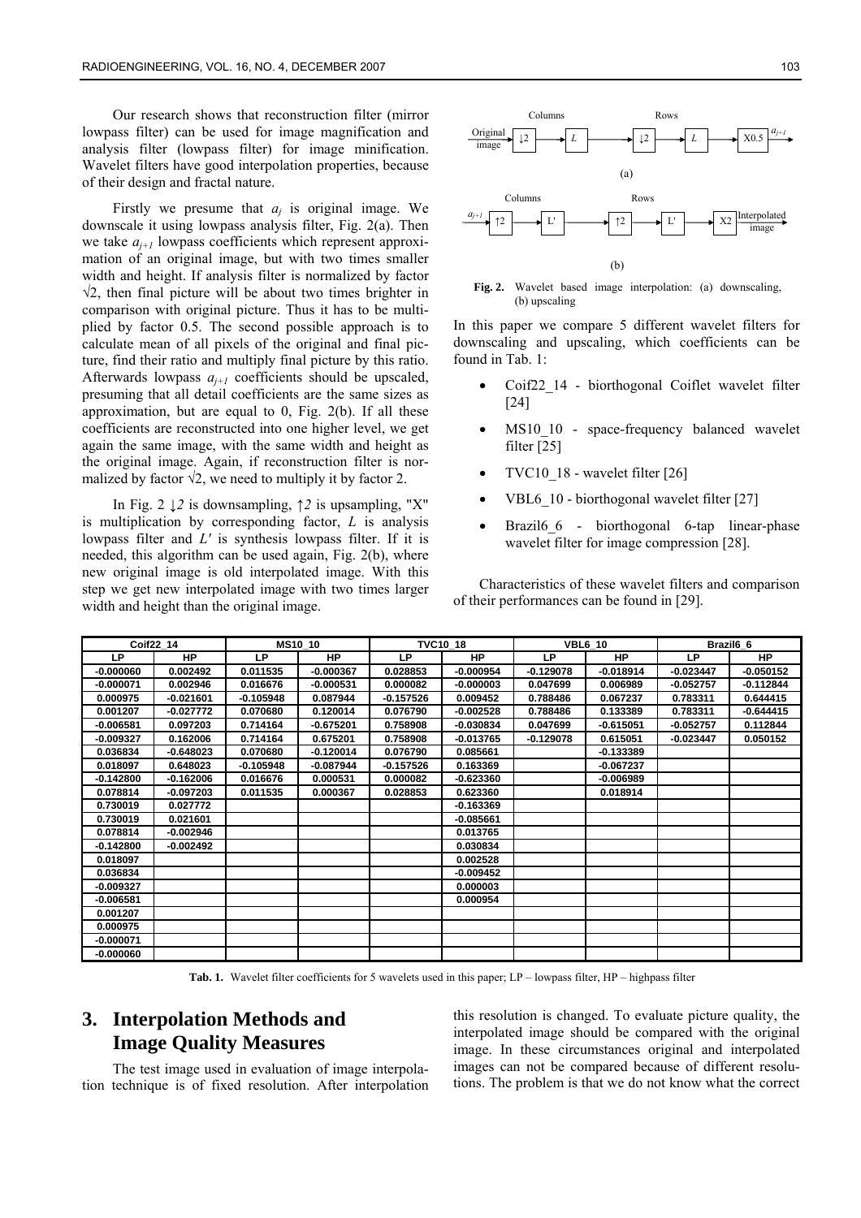Our research shows that reconstruction filter (mirror lowpass filter) can be used for image magnification and analysis filter (lowpass filter) for image minification. Wavelet filters have good interpolation properties, because of their design and fractal nature.

Firstly we presume that $a_j$ is original image. We downscale it using lowpass analysis filter, Fig. 2(a). Then we take $a_{j+1}$ lowpass coefficients which represent approximation of an original image, but with two times smaller width and height. If analysis filter is normalized by factor $\sqrt{2}$, then final picture will be about two times brighter in comparison with original picture. Thus it has to be multiplied by factor 0.5. The second possible approach is to calculate mean of all pixels of the original and final picture, find their ratio and multiply final picture by this ratio. Afterwards lowpass $a_{j+1}$ coefficients should be upscaled, presuming that all detail coefficients are the same sizes as approximation, but are equal to 0, Fig. 2(b). If all these coefficients are reconstructed into one higher level, we get again the same image, with the same width and height as the original image. Again, if reconstruction filter is normalized by factor $\sqrt{2}$, we need to multiply it by factor 2.

In Fig. 2 $\downarrow 2$ is downsampling, $\uparrow 2$ is upsampling, "X" is multiplication by corresponding factor, $L$ is analysis lowpass filter and $L'$ is synthesis lowpass filter. If it is needed, this algorithm can be used again, Fig. 2(b), where new original image is old interpolated image. With this step we get new interpolated image with two times larger width and height than the original image.

Columns / Rows

Original image → ↓2 → L → ↓2 → L → X0.5 → $a_{j+1}$

(a)

Columns / Rows

$a_{j+1}$ → ↑2 → L' → ↑2 → L' → X2 → Interpolated image

(b)

**Fig. 2.** Wavelet based image interpolation: (a) downscaling, (b) upscaling

In this paper we compare 5 different wavelet filters for downscaling and upscaling, which coefficients can be found in Tab. 1:

- Coif22_14 - biorthogonal Coiflet wavelet filter [24]
- MS10_10 - space-frequency balanced wavelet filter [25]
- TVC10_18 - wavelet filter [26]
- VBL6_10 - biorthogonal wavelet filter [27]
- Brazil6_6 - biorthogonal 6-tap linear-phase wavelet filter for image compression [28].

Characteristics of these wavelet filters and comparison of their performances can be found in [29].

| Coif22_14 | | MS10_10 | | TVC10_18 | | VBL6_10 | | Brazil6_6 | |
|---|---|---|---|---|---|---|---|---|---|
| LP | HP | LP | HP | LP | HP | LP | HP | LP | HP |
| -0.000060 | 0.002492 | 0.011535 | -0.000367 | 0.028853 | -0.000954 | -0.129078 | -0.018914 | -0.023447 | -0.050152 |
| -0.000071 | 0.002946 | 0.016676 | -0.000531 | 0.000082 | -0.000003 | 0.047699 | 0.006989 | -0.052757 | -0.112844 |
| 0.000975 | -0.021601 | -0.105948 | 0.087944 | -0.157526 | 0.009452 | 0.788486 | 0.067237 | 0.783311 | 0.644415 |
| 0.001207 | -0.027772 | 0.070680 | 0.120014 | 0.076790 | -0.002528 | 0.788486 | 0.133389 | 0.783311 | -0.644415 |
| -0.006581 | 0.097203 | 0.714164 | -0.675201 | 0.758908 | -0.030834 | 0.047699 | -0.615051 | -0.052757 | 0.112844 |
| -0.009327 | 0.162006 | 0.714164 | 0.675201 | 0.758908 | -0.013765 | -0.129078 | 0.615051 | -0.023447 | 0.050152 |
| 0.036834 | -0.648023 | 0.070680 | -0.120014 | 0.076790 | 0.085661 | | -0.133389 | | |
| 0.018097 | 0.648023 | -0.105948 | -0.087944 | -0.157526 | 0.163369 | | -0.067237 | | |
| -0.142800 | -0.162006 | 0.016676 | 0.000531 | 0.000082 | -0.623360 | | -0.006989 | | |
| 0.078814 | -0.097203 | 0.011535 | 0.000367 | 0.028853 | 0.623360 | | 0.018914 | | |
| 0.730019 | 0.027772 | | | | -0.163369 | | | | |
| 0.730019 | 0.021601 | | | | -0.085661 | | | | |
| 0.078814 | -0.002946 | | | | 0.013765 | | | | |
| -0.142800 | -0.002492 | | | | 0.030834 | | | | |
| 0.018097 | | | | | 0.002528 | | | | |
| 0.036834 | | | | | -0.009452 | | | | |
| -0.009327 | | | | | 0.000003 | | | | |
| -0.006581 | | | | | 0.000954 | | | | |
| 0.001207 | | | | | | | | | |
| 0.000975 | | | | | | | | | |
| -0.000071 | | | | | | | | | |
| -0.000060 | | | | | | | | | |

**Tab. 1.** Wavelet filter coefficients for 5 wavelets used in this paper; LP – lowpass filter, HP – highpass filter

## 3. Interpolation Methods and Image Quality Measures

The test image used in evaluation of image interpolation technique is of fixed resolution. After interpolation this resolution is changed. To evaluate picture quality, the interpolated image should be compared with the original image. In these circumstances original and interpolated images can not be compared because of different resolutions. The problem is that we do not know what the correct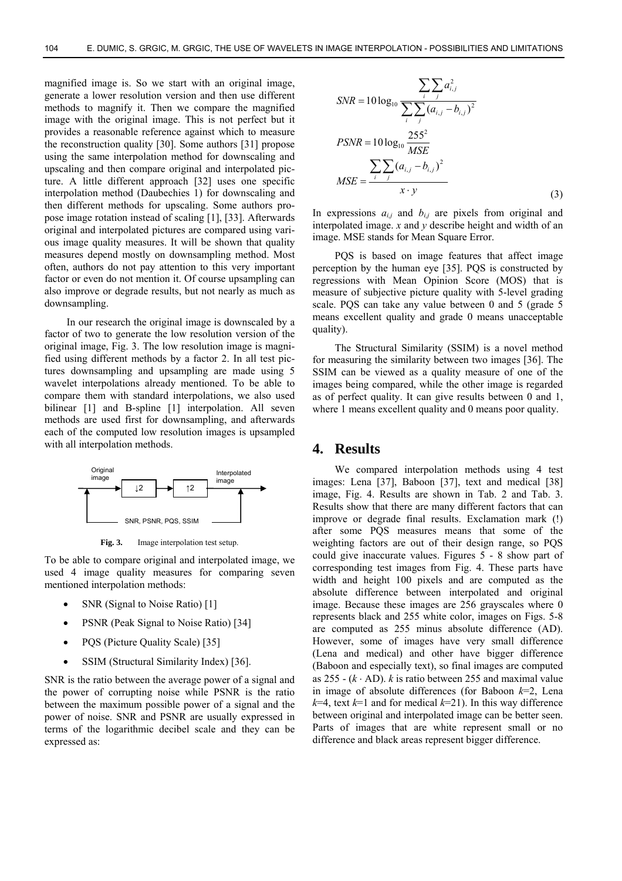magnified image is. So we start with an original image, generate a lower resolution version and then use different methods to magnify it. Then we compare the magnified image with the original image. This is not perfect but it provides a reasonable reference against which to measure the reconstruction quality [30]. Some authors [31] propose using the same interpolation method for downscaling and upscaling and then compare original and interpolated picture. A little different approach [32] uses one specific interpolation method (Daubechies 1) for downscaling and then different methods for upscaling. Some authors propose image rotation instead of scaling [1], [33]. Afterwards original and interpolated pictures are compared using various image quality measures. It will be shown that quality measures depend mostly on downsampling method. Most often, authors do not pay attention to this very important factor or even do not mention it. Of course upsampling can also improve or degrade results, but not nearly as much as downsampling.

In our research the original image is downscaled by a factor of two to generate the low resolution version of the original image, Fig. 3. The low resolution image is magnified using different methods by a factor 2. In all test pictures downsampling and upsampling are made using 5 wavelet interpolations already mentioned. To be able to compare them with standard interpolations, we also used bilinear [1] and B-spline [1] interpolation. All seven methods are used first for downsampling, and afterwards each of the computed low resolution images is upsampled with all interpolation methods.

Original image → ↓2 → ↑2 → Interpolated image; SNR, PSNR, PQS, SSIM

**Fig. 3.** Image interpolation test setup.

To be able to compare original and interpolated image, we used 4 image quality measures for comparing seven mentioned interpolation methods:

- SNR (Signal to Noise Ratio) [1]
- PSNR (Peak Signal to Noise Ratio) [34]
- PQS (Picture Quality Scale) [35]
- SSIM (Structural Similarity Index) [36].

SNR is the ratio between the average power of a signal and the power of corrupting noise while PSNR is the ratio between the maximum possible power of a signal and the power of noise. SNR and PSNR are usually expressed in terms of the logarithmic decibel scale and they can be expressed as:

$$SNR = 10\log_{10}\frac{\sum_i\sum_j a_{i,j}^2}{\sum_i\sum_j (a_{i,j}-b_{i,j})^2}$$

$$PSNR = 10\log_{10}\frac{255^2}{MSE}$$

$$MSE = \frac{\sum_i\sum_j (a_{i,j}-b_{i,j})^2}{x\cdot y} \tag{3}$$

In expressions $a_{i,j}$ and $b_{i,j}$ are pixels from original and interpolated image. $x$ and $y$ describe height and width of an image. MSE stands for Mean Square Error.

PQS is based on image features that affect image perception by the human eye [35]. PQS is constructed by regressions with Mean Opinion Score (MOS) that is measure of subjective picture quality with 5-level grading scale. PQS can take any value between 0 and 5 (grade 5 means excellent quality and grade 0 means unacceptable quality).

The Structural Similarity (SSIM) is a novel method for measuring the similarity between two images [36]. The SSIM can be viewed as a quality measure of one of the images being compared, while the other image is regarded as of perfect quality. It can give results between 0 and 1, where 1 means excellent quality and 0 means poor quality.

## 4. Results

We compared interpolation methods using 4 test images: Lena [37], Baboon [37], text and medical [38] image, Fig. 4. Results are shown in Tab. 2 and Tab. 3. Results show that there are many different factors that can improve or degrade final results. Exclamation mark (!) after some PQS measures means that some of the weighting factors are out of their design range, so PQS could give inaccurate values. Figures 5 - 8 show part of corresponding test images from Fig. 4. These parts have width and height 100 pixels and are computed as the absolute difference between interpolated and original image. Because these images are 256 grayscales where 0 represents black and 255 white color, images on Figs. 5-8 are computed as 255 minus absolute difference (AD). However, some of images have very small difference (Lena and medical) and other have bigger difference (Baboon and especially text), so final images are computed as 255 - ($k$ · AD). $k$ is ratio between 255 and maximal value in image of absolute differences (for Baboon $k$=2, Lena $k$=4, text $k$=1 and for medical $k$=21). In this way difference between original and interpolated image can be better seen. Parts of images that are white represent small or no difference and black areas represent bigger difference.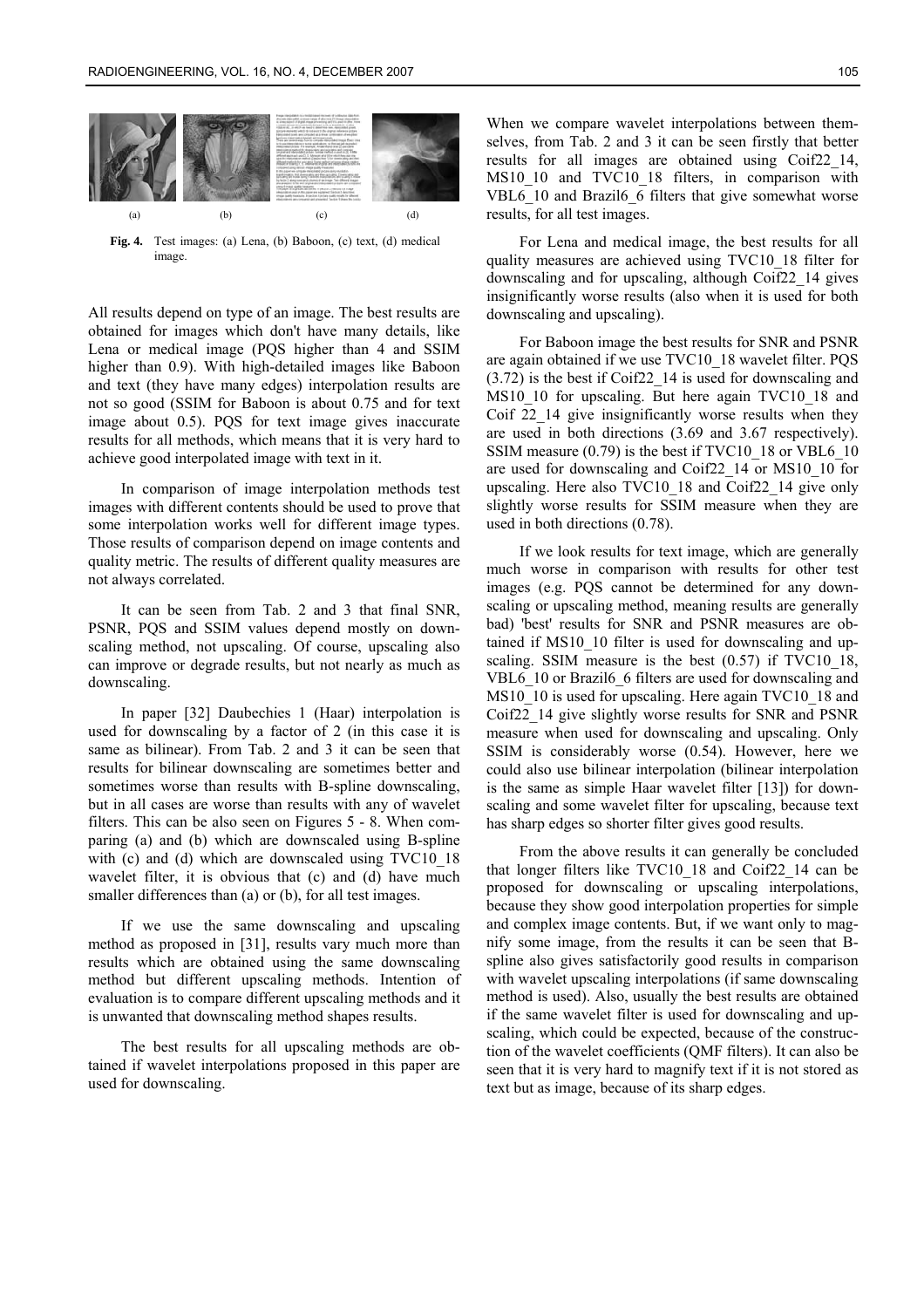(a) (b) (c) (d)

**Fig. 4.** Test images: (a) Lena, (b) Baboon, (c) text, (d) medical image.

All results depend on type of an image. The best results are obtained for images which don't have many details, like Lena or medical image (PQS higher than 4 and SSIM higher than 0.9). With high-detailed images like Baboon and text (they have many edges) interpolation results are not so good (SSIM for Baboon is about 0.75 and for text image about 0.5). PQS for text image gives inaccurate results for all methods, which means that it is very hard to achieve good interpolated image with text in it.

In comparison of image interpolation methods test images with different contents should be used to prove that some interpolation works well for different image types. Those results of comparison depend on image contents and quality metric. The results of different quality measures are not always correlated.

It can be seen from Tab. 2 and 3 that final SNR, PSNR, PQS and SSIM values depend mostly on downscaling method, not upscaling. Of course, upscaling also can improve or degrade results, but not nearly as much as downscaling.

In paper [32] Daubechies 1 (Haar) interpolation is used for downscaling by a factor of 2 (in this case it is same as bilinear). From Tab. 2 and 3 it can be seen that results for bilinear downscaling are sometimes better and sometimes worse than results with B-spline downscaling, but in all cases are worse than results with any of wavelet filters. This can be also seen on Figures 5 - 8. When comparing (a) and (b) which are downscaled using B-spline with (c) and (d) which are downscaled using TVC10_18 wavelet filter, it is obvious that (c) and (d) have much smaller differences than (a) or (b), for all test images.

If we use the same downscaling and upscaling method as proposed in [31], results vary much more than results which are obtained using the same downscaling method but different upscaling methods. Intention of evaluation is to compare different upscaling methods and it is unwanted that downscaling method shapes results.

The best results for all upscaling methods are obtained if wavelet interpolations proposed in this paper are used for downscaling.

When we compare wavelet interpolations between themselves, from Tab. 2 and 3 it can be seen firstly that better results for all images are obtained using Coif22_14, MS10_10 and TVC10_18 filters, in comparison with VBL6_10 and Brazil6_6 filters that give somewhat worse results, for all test images.

For Lena and medical image, the best results for all quality measures are achieved using TVC10_18 filter for downscaling and for upscaling, although Coif22_14 gives insignificantly worse results (also when it is used for both downscaling and upscaling).

For Baboon image the best results for SNR and PSNR are again obtained if we use TVC10_18 wavelet filter. PQS (3.72) is the best if Coif22_14 is used for downscaling and MS10_10 for upscaling. But here again TVC10_18 and Coif 22_14 give insignificantly worse results when they are used in both directions (3.69 and 3.67 respectively). SSIM measure (0.79) is the best if TVC10_18 or VBL6_10 are used for downscaling and Coif22_14 or MS10_10 for upscaling. Here also TVC10_18 and Coif22_14 give only slightly worse results for SSIM measure when they are used in both directions (0.78).

If we look results for text image, which are generally much worse in comparison with results for other test images (e.g. PQS cannot be determined for any downscaling or upscaling method, meaning results are generally bad) 'best' results for SNR and PSNR measures are obtained if MS10_10 filter is used for downscaling and upscaling. SSIM measure is the best (0.57) if TVC10_18, VBL6_10 or Brazil6_6 filters are used for downscaling and MS10_10 is used for upscaling. Here again TVC10_18 and Coif22_14 give slightly worse results for SNR and PSNR measure when used for downscaling and upscaling. Only SSIM is considerably worse (0.54). However, here we could also use bilinear interpolation (bilinear interpolation is the same as simple Haar wavelet filter [13]) for downscaling and some wavelet filter for upscaling, because text has sharp edges so shorter filter gives good results.

From the above results it can generally be concluded that longer filters like TVC10_18 and Coif22_14 can be proposed for downscaling or upscaling interpolations, because they show good interpolation properties for simple and complex image contents. But, if we want only to magnify some image, from the results it can be seen that B-spline also gives satisfactorily good results in comparison with wavelet upscaling interpolations (if same downscaling method is used). Also, usually the best results are obtained if the same wavelet filter is used for downscaling and upscaling, which could be expected, because of the construction of the wavelet coefficients (QMF filters). It can also be seen that it is very hard to magnify text if it is not stored as text but as image, because of its sharp edges.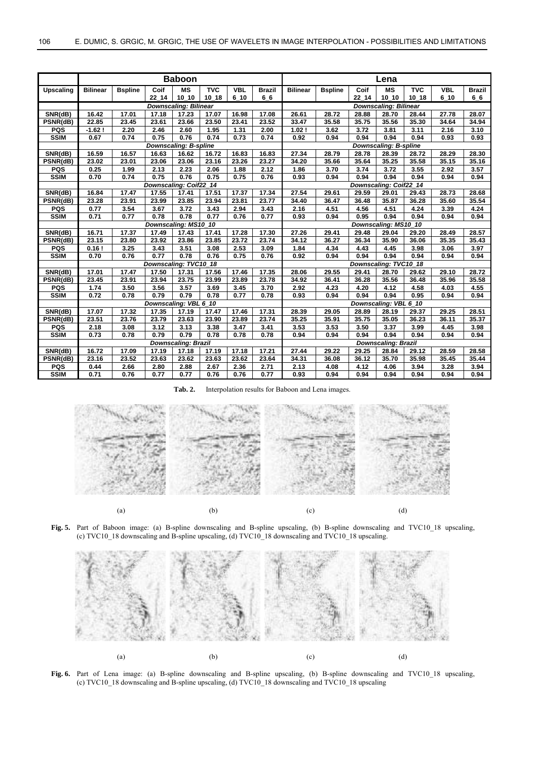| | Baboon | | | | | | | Lena | | | | | | |
|---|---|---|---|---|---|---|---|---|---|---|---|---|---|---|
| **Upscaling** | **Bilinear** | **Bspline** | **Coif 22_14** | **MS 10_10** | **TVC 10_18** | **VBL 6_10** | **Brazil 6_6** | **Bilinear** | **Bspline** | **Coif 22_14** | **MS 10_10** | **TVC 10_18** | **VBL 6_10** | **Brazil 6_6** |
| | *Downscaling: Bilinear* | | | | | | | *Downscaling: Bilinear* | | | | | | |
| **SNR(dB)** | 16.42 | 17.01 | 17.18 | 17.23 | 17.07 | 16.98 | 17.08 | 26.61 | 28.72 | 28.88 | 28.70 | 28.44 | 27.78 | 28.07 |
| **PSNR(dB)** | 22.85 | 23.45 | 23.61 | 23.66 | 23.50 | 23.41 | 23.52 | 33.47 | 35.58 | 35.75 | 35.56 | 35.30 | 34.64 | 34.94 |
| **PQS** | -1.62 ! | 2.20 | 2.46 | 2.60 | 1.95 | 1.31 | 2.00 | 1.02 ! | 3.62 | 3.72 | 3.81 | 3.11 | 2.16 | 3.10 |
| **SSIM** | 0.67 | 0.74 | 0.75 | 0.76 | 0.74 | 0.73 | 0.74 | 0.92 | 0.94 | 0.94 | 0.94 | 0.94 | 0.93 | 0.93 |
| | *Downscaling: B-spline* | | | | | | | *Downscaling: B-spline* | | | | | | |
| **SNR(dB)** | 16.59 | 16.57 | 16.63 | 16.62 | 16.72 | 16.83 | 16.83 | 27.34 | 28.79 | 28.78 | 28.39 | 28.72 | 28.29 | 28.30 |
| **PSNR(dB)** | 23.02 | 23.01 | 23.06 | 23.06 | 23.16 | 23.26 | 23.27 | 34.20 | 35.66 | 35.64 | 35.25 | 35.58 | 35.15 | 35.16 |
| **PQS** | 0.25 | 1.99 | 2.13 | 2.23 | 2.06 | 1.88 | 2.12 | 1.86 | 3.70 | 3.74 | 3.72 | 3.55 | 2.92 | 3.57 |
| **SSIM** | 0.70 | 0.74 | 0.75 | 0.76 | 0.75 | 0.75 | 0.76 | 0.93 | 0.94 | 0.94 | 0.94 | 0.94 | 0.94 | 0.94 |
| | *Downscaling: Coif22_14* | | | | | | | *Downscaling: Coif22_14* | | | | | | |
| **SNR(dB)** | 16.84 | 17.47 | 17.55 | 17.41 | 17.51 | 17.37 | 17.34 | 27.54 | 29.61 | 29.59 | 29.01 | 29.43 | 28.73 | 28.68 |
| **PSNR(dB)** | 23.28 | 23.91 | 23.99 | 23.85 | 23.94 | 23.81 | 23.77 | 34.40 | 36.47 | 36.48 | 35.87 | 36.28 | 35.60 | 35.54 |
| **PQS** | 0.77 | 3.54 | 3.67 | 3.72 | 3.43 | 2.94 | 3.43 | 2.16 | 4.51 | 4.56 | 4.51 | 4.24 | 3.39 | 4.24 |
| **SSIM** | 0.71 | 0.77 | 0.78 | 0.78 | 0.77 | 0.76 | 0.77 | 0.93 | 0.94 | 0.95 | 0.94 | 0.94 | 0.94 | 0.94 |
| | *Downscaling: MS10_10* | | | | | | | *Downscaling: MS10_10* | | | | | | |
| **SNR(dB)** | 16.71 | 17.37 | 17.49 | 17.43 | 17.41 | 17.28 | 17.30 | 27.26 | 29.41 | 29.48 | 29.04 | 29.20 | 28.49 | 28.57 |
| **PSNR(dB)** | 23.15 | 23.80 | 23.92 | 23.86 | 23.85 | 23.72 | 23.74 | 34.12 | 36.27 | 36.34 | 35.90 | 36.06 | 35.35 | 35.43 |
| **PQS** | 0.16 ! | 3.25 | 3.43 | 3.51 | 3.08 | 2.53 | 3.09 | 1.84 | 4.34 | 4.43 | 4.45 | 3.98 | 3.06 | 3.97 |
| **SSIM** | 0.70 | 0.76 | 0.77 | 0.78 | 0.76 | 0.75 | 0.76 | 0.92 | 0.94 | 0.94 | 0.94 | 0.94 | 0.94 | 0.94 |
| | *Downscaling: TVC10_18* | | | | | | | *Downscaling: TVC10_18* | | | | | | |
| **SNR(dB)** | 17.01 | 17.47 | 17.50 | 17.31 | 17.56 | 17.46 | 17.35 | 28.06 | 29.55 | 29.41 | 28.70 | 29.62 | 29.10 | 28.72 |
| **PSNR(dB)** | 23.45 | 23.91 | 23.94 | 23.75 | 23.99 | 23.89 | 23.78 | 34.92 | 36.41 | 36.28 | 35.56 | 36.48 | 35.96 | 35.58 |
| **PQS** | 1.74 | 3.50 | 3.56 | 3.57 | 3.69 | 3.45 | 3.70 | 2.92 | 4.23 | 4.20 | 4.12 | 4.58 | 4.03 | 4.55 |
| **SSIM** | 0.72 | 0.78 | 0.79 | 0.79 | 0.78 | 0.77 | 0.78 | 0.93 | 0.94 | 0.94 | 0.94 | 0.95 | 0.94 | 0.94 |
| | *Downscaling: VBL 6_10* | | | | | | | *Downscaling: VBL 6_10* | | | | | | |
| **SNR(dB)** | 17.07 | 17.32 | 17.35 | 17.19 | 17.47 | 17.46 | 17.31 | 28.39 | 29.05 | 28.89 | 28.19 | 29.37 | 29.25 | 28.51 |
| **PSNR(dB)** | 23.51 | 23.76 | 23.79 | 23.63 | 23.90 | 23.89 | 23.74 | 35.25 | 35.91 | 35.75 | 35.05 | 36.23 | 36.11 | 35.37 |
| **PQS** | 2.18 | 3.08 | 3.12 | 3.13 | 3.38 | 3.47 | 3.41 | 3.53 | 3.53 | 3.50 | 3.37 | 3.99 | 4.45 | 3.98 |
| **SSIM** | 0.73 | 0.78 | 0.79 | 0.79 | 0.78 | 0.78 | 0.78 | 0.94 | 0.94 | 0.94 | 0.94 | 0.94 | 0.94 | 0.94 |
| | *Downscaling: Brazil* | | | | | | | *Downscaling: Brazil* | | | | | | |
| **SNR(dB)** | 16.72 | 17.09 | 17.19 | 17.18 | 17.19 | 17.18 | 17.21 | 27.44 | 29.22 | 29.25 | 28.84 | 29.12 | 28.59 | 28.58 |
| **PSNR(dB)** | 23.16 | 23.52 | 23.63 | 23.62 | 23.63 | 23.62 | 23.64 | 34.31 | 36.08 | 36.12 | 35.70 | 35.98 | 35.45 | 35.44 |
| **PQS** | 0.44 | 2.66 | 2.80 | 2.88 | 2.67 | 2.36 | 2.71 | 2.13 | 4.08 | 4.12 | 4.06 | 3.94 | 3.28 | 3.94 |
| **SSIM** | 0.71 | 0.76 | 0.77 | 0.77 | 0.76 | 0.76 | 0.77 | 0.93 | 0.94 | 0.94 | 0.94 | 0.94 | 0.94 | 0.94 |

**Tab. 2.** Interpolation results for Baboon and Lena images.

(a) (b) (c) (d)

**Fig. 5.** Part of Baboon image: (a) B-spline downscaling and B-spline upscaling, (b) B-spline downscaling and TVC10_18 upscaling, (c) TVC10_18 downscaling and B-spline upscaling, (d) TVC10_18 downscaling and TVC10_18 upscaling.

(a) (b) (c) (d)

**Fig. 6.** Part of Lena image: (a) B-spline downscaling and B-spline upscaling, (b) B-spline downscaling and TVC10_18 upscaling, (c) TVC10_18 downscaling and B-spline upscaling, (d) TVC10_18 downscaling and TVC10_18 upscaling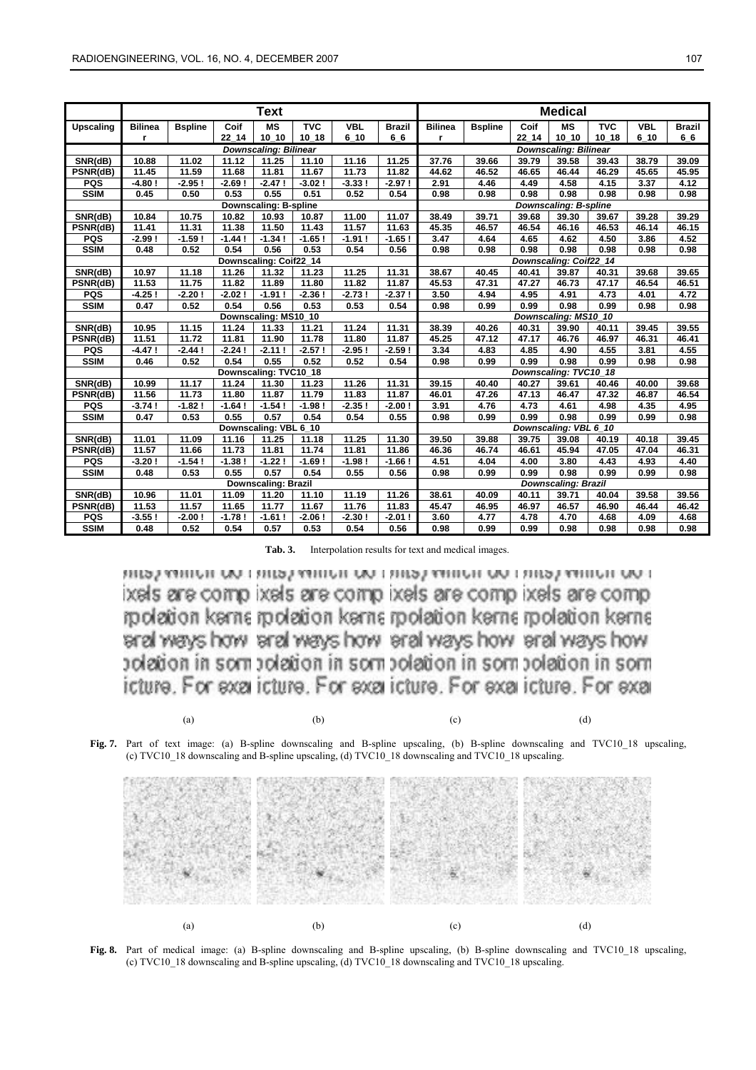| | Text | | | | | | | Medical | | | | | | |
|---|---|---|---|---|---|---|---|---|---|---|---|---|---|---|
| **Upscaling** | **Bilinear** | **Bspline** | **Coif 22_14** | **MS 10_10** | **TVC 10_18** | **VBL 6_10** | **Brazil 6_6** | **Bilinear** | **Bspline** | **Coif 22_14** | **MS 10_10** | **TVC 10_18** | **VBL 6_10** | **Brazil 6_6** |
| | *Downscaling: Bilinear* | | | | | | | *Downscaling: Bilinear* | | | | | | |
| **SNR(dB)** | 10.88 | 11.02 | 11.12 | 11.25 | 11.10 | 11.16 | 11.25 | 37.76 | 39.66 | 39.79 | 39.58 | 39.43 | 38.79 | 39.09 |
| **PSNR(dB)** | 11.45 | 11.59 | 11.68 | 11.81 | 11.67 | 11.73 | 11.82 | 44.62 | 46.52 | 46.65 | 46.44 | 46.29 | 45.65 | 45.95 |
| **PQS** | -4.80 ! | -2.95 ! | -2.69 ! | -2.47 ! | -3.02 ! | -3.33 ! | -2.97 ! | 2.91 | 4.46 | 4.49 | 4.58 | 4.15 | 3.37 | 4.12 |
| **SSIM** | 0.45 | 0.50 | 0.53 | 0.55 | 0.51 | 0.52 | 0.54 | 0.98 | 0.98 | 0.98 | 0.98 | 0.98 | 0.98 | 0.98 |
| | Downscaling: B-spline | | | | | | | *Downscaling: B-spline* | | | | | | |
| **SNR(dB)** | 10.84 | 10.75 | 10.82 | 10.93 | 10.87 | 11.00 | 11.07 | 38.49 | 39.71 | 39.68 | 39.30 | 39.67 | 39.28 | 39.29 |
| **PSNR(dB)** | 11.41 | 11.31 | 11.38 | 11.50 | 11.43 | 11.57 | 11.63 | 45.35 | 46.57 | 46.54 | 46.16 | 46.53 | 46.14 | 46.15 |
| **PQS** | -2.99 ! | -1.59 ! | -1.44 ! | -1.34 ! | -1.65 ! | -1.91 ! | -1.65 ! | 3.47 | 4.64 | 4.65 | 4.62 | 4.50 | 3.86 | 4.52 |
| **SSIM** | 0.48 | 0.52 | 0.54 | 0.56 | 0.53 | 0.54 | 0.56 | 0.98 | 0.98 | 0.98 | 0.98 | 0.98 | 0.98 | 0.98 |
| | Downscaling: Coif22_14 | | | | | | | *Downscaling: Coif22_14* | | | | | | |
| **SNR(dB)** | 10.97 | 11.18 | 11.26 | 11.32 | 11.23 | 11.25 | 11.31 | 38.67 | 40.45 | 40.41 | 39.87 | 40.31 | 39.68 | 39.65 |
| **PSNR(dB)** | 11.53 | 11.75 | 11.82 | 11.89 | 11.80 | 11.82 | 11.87 | 45.53 | 47.31 | 47.27 | 46.73 | 47.17 | 46.54 | 46.51 |
| **PQS** | -4.25 ! | -2.20 ! | -2.02 ! | -1.91 ! | -2.36 ! | -2.73 ! | -2.37 ! | 3.50 | 4.94 | 4.95 | 4.91 | 4.73 | 4.01 | 4.72 |
| **SSIM** | 0.47 | 0.52 | 0.54 | 0.56 | 0.53 | 0.53 | 0.54 | 0.98 | 0.99 | 0.99 | 0.98 | 0.99 | 0.98 | 0.98 |
| | Downscaling: MS10_10 | | | | | | | *Downscaling: MS10_10* | | | | | | |
| **SNR(dB)** | 10.95 | 11.15 | 11.24 | 11.33 | 11.21 | 11.24 | 11.31 | 38.39 | 40.26 | 40.31 | 39.90 | 40.11 | 39.45 | 39.55 |
| **PSNR(dB)** | 11.51 | 11.72 | 11.81 | 11.90 | 11.78 | 11.80 | 11.87 | 45.25 | 47.12 | 47.17 | 46.76 | 46.97 | 46.31 | 46.41 |
| **PQS** | -4.47 ! | -2.44 ! | -2.24 ! | -2.11 ! | -2.57 ! | -2.95 ! | -2.59 ! | 3.34 | 4.83 | 4.85 | 4.90 | 4.55 | 3.81 | 4.55 |
| **SSIM** | 0.46 | 0.52 | 0.54 | 0.55 | 0.52 | 0.52 | 0.54 | 0.98 | 0.99 | 0.99 | 0.98 | 0.99 | 0.98 | 0.98 |
| | Downscaling: TVC10_18 | | | | | | | *Downscaling: TVC10_18* | | | | | | |
| **SNR(dB)** | 10.99 | 11.17 | 11.24 | 11.30 | 11.23 | 11.26 | 11.31 | 39.15 | 40.40 | 40.27 | 39.61 | 40.46 | 40.00 | 39.68 |
| **PSNR(dB)** | 11.56 | 11.73 | 11.80 | 11.87 | 11.79 | 11.83 | 11.87 | 46.01 | 47.26 | 47.13 | 46.47 | 47.32 | 46.87 | 46.54 |
| **PQS** | -3.74 ! | -1.82 ! | -1.64 ! | -1.54 ! | -1.98 ! | -2.35 ! | -2.00 ! | 3.91 | 4.76 | 4.73 | 4.61 | 4.98 | 4.35 | 4.95 |
| **SSIM** | 0.47 | 0.53 | 0.55 | 0.57 | 0.54 | 0.54 | 0.55 | 0.98 | 0.99 | 0.99 | 0.98 | 0.99 | 0.99 | 0.98 |
| | Downscaling: VBL 6_10 | | | | | | | *Downscaling: VBL 6_10* | | | | | | |
| **SNR(dB)** | 11.01 | 11.09 | 11.16 | 11.25 | 11.18 | 11.25 | 11.30 | 39.50 | 39.88 | 39.75 | 39.08 | 40.19 | 40.18 | 39.45 |
| **PSNR(dB)** | 11.57 | 11.66 | 11.73 | 11.81 | 11.74 | 11.81 | 11.86 | 46.36 | 46.74 | 46.61 | 45.94 | 47.05 | 47.04 | 46.31 |
| **PQS** | -3.20 ! | -1.54 ! | -1.38 ! | -1.22 ! | -1.69 ! | -1.98 ! | -1.66 ! | 4.51 | 4.04 | 4.00 | 3.80 | 4.43 | 4.93 | 4.40 |
| **SSIM** | 0.48 | 0.53 | 0.55 | 0.57 | 0.54 | 0.55 | 0.56 | 0.98 | 0.99 | 0.99 | 0.98 | 0.99 | 0.99 | 0.98 |
| | *Downscaling: Brazil* | | | | | | | *Downscaling: Brazil* | | | | | | |
| **SNR(dB)** | 10.96 | 11.01 | 11.09 | 11.20 | 11.10 | 11.19 | 11.26 | 38.61 | 40.09 | 40.11 | 39.71 | 40.04 | 39.58 | 39.56 |
| **PSNR(dB)** | 11.53 | 11.57 | 11.65 | 11.77 | 11.67 | 11.76 | 11.83 | 45.47 | 46.95 | 46.97 | 46.57 | 46.90 | 46.44 | 46.42 |
| **PQS** | -3.55 ! | -2.00 ! | -1.78 ! | -1.61 ! | -2.06 ! | -2.30 ! | -2.01 ! | 3.60 | 4.77 | 4.78 | 4.70 | 4.68 | 4.09 | 4.68 |
| **SSIM** | 0.48 | 0.52 | 0.54 | 0.57 | 0.53 | 0.54 | 0.56 | 0.98 | 0.99 | 0.99 | 0.98 | 0.98 | 0.98 | 0.98 |

**Tab. 3.** Interpolation results for text and medical images.

(a) (b) (c) (d)

**Fig. 7.** Part of text image: (a) B-spline downscaling and B-spline upscaling, (b) B-spline downscaling and TVC10_18 upscaling, (c) TVC10_18 downscaling and B-spline upscaling, (d) TVC10_18 downscaling and TVC10_18 upscaling.

(a) (b) (c) (d)

**Fig. 8.** Part of medical image: (a) B-spline downscaling and B-spline upscaling, (b) B-spline downscaling and TVC10_18 upscaling, (c) TVC10_18 downscaling and B-spline upscaling, (d) TVC10_18 downscaling and TVC10_18 upscaling.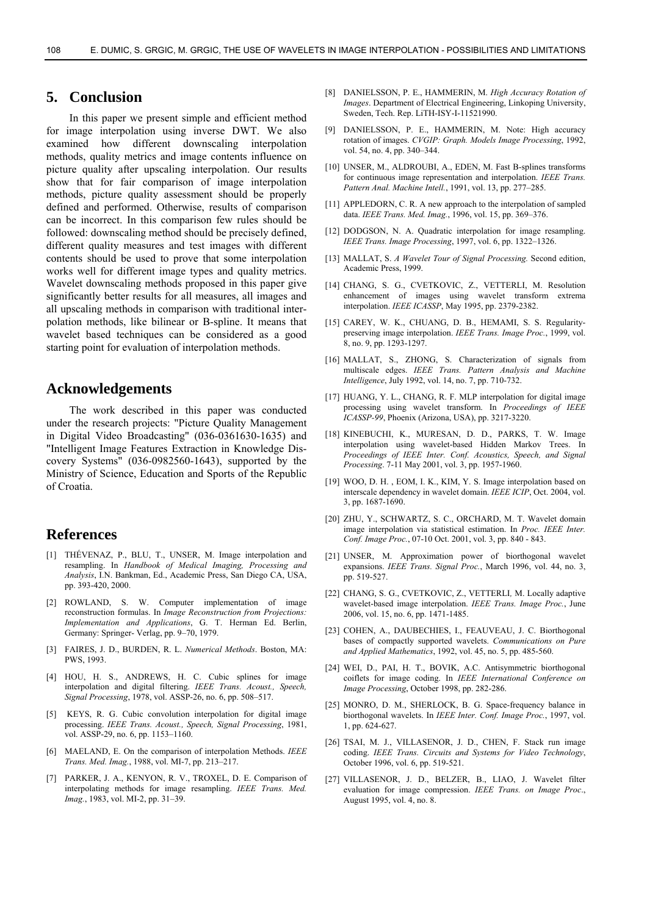## 5. Conclusion

In this paper we present simple and efficient method for image interpolation using inverse DWT. We also examined how different downscaling interpolation methods, quality metrics and image contents influence on picture quality after upscaling interpolation. Our results show that for fair comparison of image interpolation methods, picture quality assessment should be properly defined and performed. Otherwise, results of comparison can be incorrect. In this comparison few rules should be followed: downscaling method should be precisely defined, different quality measures and test images with different contents should be used to prove that some interpolation works well for different image types and quality metrics. Wavelet downscaling methods proposed in this paper give significantly better results for all measures, all images and all upscaling methods in comparison with traditional interpolation methods, like bilinear or B-spline. It means that wavelet based techniques can be considered as a good starting point for evaluation of interpolation methods.

## Acknowledgements

The work described in this paper was conducted under the research projects: "Picture Quality Management in Digital Video Broadcasting" (036-0361630-1635) and "Intelligent Image Features Extraction in Knowledge Discovery Systems" (036-0982560-1643), supported by the Ministry of Science, Education and Sports of the Republic of Croatia.

## References

[1] THÉVENAZ, P., BLU, T., UNSER, M. Image interpolation and resampling. In *Handbook of Medical Imaging, Processing and Analysis*, I.N. Bankman, Ed., Academic Press, San Diego CA, USA, pp. 393-420, 2000.

[2] ROWLAND, S. W. Computer implementation of image reconstruction formulas. In *Image Reconstruction from Projections: Implementation and Applications*, G. T. Herman Ed. Berlin, Germany: Springer- Verlag, pp. 9–70, 1979.

[3] FAIRES, J. D., BURDEN, R. L. *Numerical Methods*. Boston, MA: PWS, 1993.

[4] HOU, H. S., ANDREWS, H. C. Cubic splines for image interpolation and digital filtering. *IEEE Trans. Acoust., Speech, Signal Processing*, 1978, vol. ASSP-26, no. 6, pp. 508–517.

[5] KEYS, R. G. Cubic convolution interpolation for digital image processing. *IEEE Trans. Acoust., Speech, Signal Processing*, 1981, vol. ASSP-29, no. 6, pp. 1153–1160.

[6] MAELAND, E. On the comparison of interpolation Methods. *IEEE Trans. Med. Imag.*, 1988, vol. MI-7, pp. 213–217.

[7] PARKER, J. A., KENYON, R. V., TROXEL, D. E. Comparison of interpolating methods for image resampling. *IEEE Trans. Med. Imag.*, 1983, vol. MI-2, pp. 31–39.

[8] DANIELSSON, P. E., HAMMERIN, M. *High Accuracy Rotation of Images*. Department of Electrical Engineering, Linkoping University, Sweden, Tech. Rep. LiTH-ISY-I-11521990.

[9] DANIELSSON, P. E., HAMMERIN, M. Note: High accuracy rotation of images. *CVGIP: Graph. Models Image Processing*, 1992, vol. 54, no. 4, pp. 340–344.

[10] UNSER, M., ALDROUBI, A., EDEN, M. Fast B-splines transforms for continuous image representation and interpolation. *IEEE Trans. Pattern Anal. Machine Intell.*, 1991, vol. 13, pp. 277–285.

[11] APPLEDORN, C. R. A new approach to the interpolation of sampled data. *IEEE Trans. Med. Imag.*, 1996, vol. 15, pp. 369–376.

[12] DODGSON, N. A. Quadratic interpolation for image resampling. *IEEE Trans. Image Processing*, 1997, vol. 6, pp. 1322–1326.

[13] MALLAT, S. *A Wavelet Tour of Signal Processing.* Second edition, Academic Press, 1999.

[14] CHANG, S. G., CVETKOVIC, Z., VETTERLI, M. Resolution enhancement of images using wavelet transform extrema interpolation. *IEEE ICASSP*, May 1995, pp. 2379-2382.

[15] CAREY, W. K., CHUANG, D. B., HEMAMI, S. S. Regularity-preserving image interpolation. *IEEE Trans. Image Proc.*, 1999, vol. 8, no. 9, pp. 1293-1297.

[16] MALLAT, S., ZHONG, S. Characterization of signals from multiscale edges. *IEEE Trans. Pattern Analysis and Machine Intelligence*, July 1992, vol. 14, no. 7, pp. 710-732.

[17] HUANG, Y. L., CHANG, R. F. MLP interpolation for digital image processing using wavelet transform. In *Proceedings of IEEE ICASSP-99*, Phoenix (Arizona, USA), pp. 3217-3220.

[18] KINEBUCHI, K., MURESAN, D. D., PARKS, T. W. Image interpolation using wavelet-based Hidden Markov Trees. In *Proceedings of IEEE Inter. Conf. Acoustics, Speech, and Signal Processing*. 7-11 May 2001, vol. 3, pp. 1957-1960.

[19] WOO, D. H. , EOM, I. K., KIM, Y. S. Image interpolation based on interscale dependency in wavelet domain. *IEEE ICIP*, Oct. 2004, vol. 3, pp. 1687-1690.

[20] ZHU, Y., SCHWARTZ, S. C., ORCHARD, M. T. Wavelet domain image interpolation via statistical estimation. In *Proc. IEEE Inter. Conf. Image Proc.*, 07-10 Oct. 2001, vol. 3, pp. 840 - 843.

[21] UNSER, M. Approximation power of biorthogonal wavelet expansions. *IEEE Trans. Signal Proc.*, March 1996, vol. 44, no. 3, pp. 519-527.

[22] CHANG, S. G., CVETKOVIC, Z., VETTERLI, M. Locally adaptive wavelet-based image interpolation. *IEEE Trans. Image Proc.*, June 2006, vol. 15, no. 6, pp. 1471-1485.

[23] COHEN, A., DAUBECHIES, I., FEAUVEAU, J. C. Biorthogonal bases of compactly supported wavelets. *Communications on Pure and Applied Mathematics*, 1992, vol. 45, no. 5, pp. 485-560.

[24] WEI, D., PAI, H. T., BOVIK, A.C. Antisymmetric biorthogonal coiflets for image coding. In *IEEE International Conference on Image Processing*, October 1998, pp. 282-286.

[25] MONRO, D. M., SHERLOCK, B. G. Space-frequency balance in biorthogonal wavelets. In *IEEE Inter. Conf. Image Proc.*, 1997, vol. 1, pp. 624-627.

[26] TSAI, M. J., VILLASENOR, J. D., CHEN, F. Stack run image coding. *IEEE Trans. Circuits and Systems for Video Technology*, October 1996, vol. 6, pp. 519-521.

[27] VILLASENOR, J. D., BELZER, B., LIAO, J. Wavelet filter evaluation for image compression. *IEEE Trans. on Image Proc*., August 1995, vol. 4, no. 8.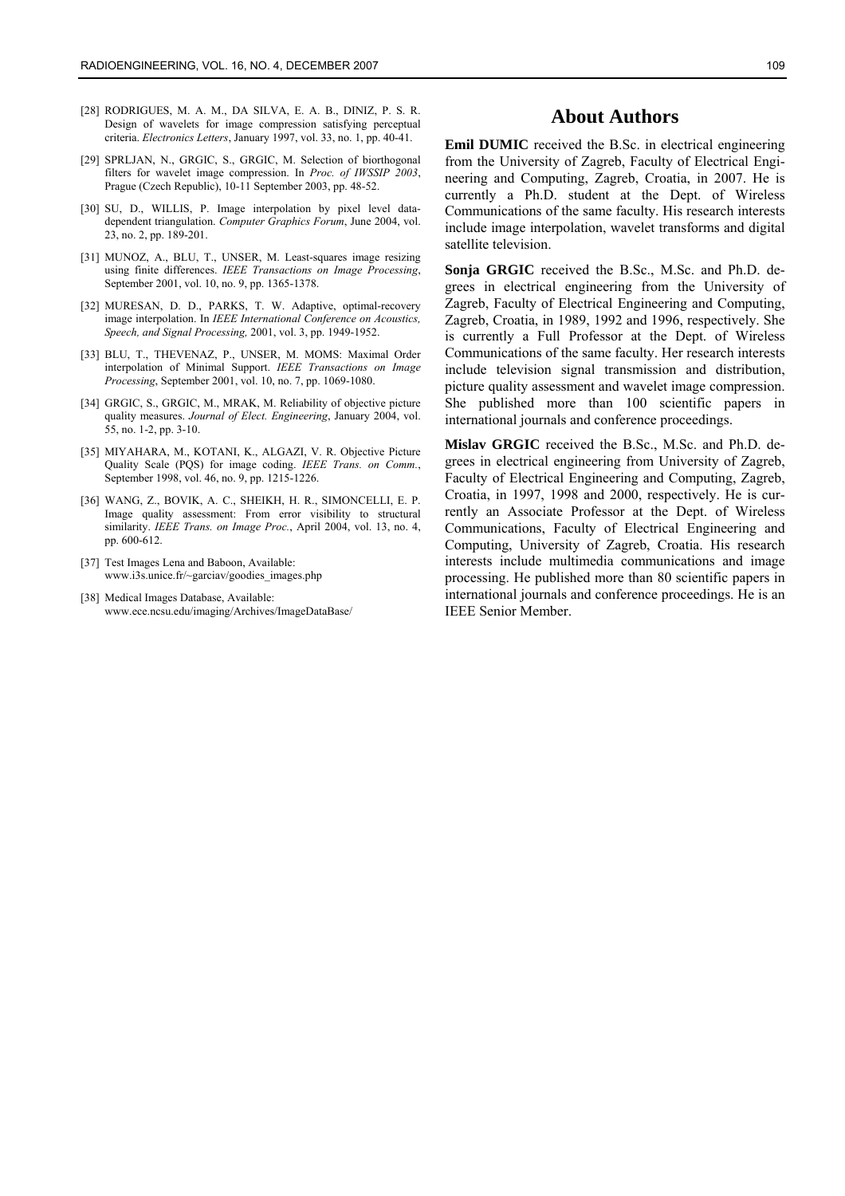[28] RODRIGUES, M. A. M., DA SILVA, E. A. B., DINIZ, P. S. R. Design of wavelets for image compression satisfying perceptual criteria. *Electronics Letters*, January 1997, vol. 33, no. 1, pp. 40-41.

[29] SPRLJAN, N., GRGIC, S., GRGIC, M. Selection of biorthogonal filters for wavelet image compression. In *Proc. of IWSSIP 2003*, Prague (Czech Republic), 10-11 September 2003, pp. 48-52.

[30] SU, D., WILLIS, P. Image interpolation by pixel level data-dependent triangulation. *Computer Graphics Forum*, June 2004, vol. 23, no. 2, pp. 189-201.

[31] MUNOZ, A., BLU, T., UNSER, M. Least-squares image resizing using finite differences. *IEEE Transactions on Image Processing*, September 2001, vol. 10, no. 9, pp. 1365-1378.

[32] MURESAN, D. D., PARKS, T. W. Adaptive, optimal-recovery image interpolation. In *IEEE International Conference on Acoustics, Speech, and Signal Processing,* 2001, vol. 3, pp. 1949-1952.

[33] BLU, T., THEVENAZ, P., UNSER, M. MOMS: Maximal Order interpolation of Minimal Support. *IEEE Transactions on Image Processing*, September 2001, vol. 10, no. 7, pp. 1069-1080.

[34] GRGIC, S., GRGIC, M., MRAK, M. Reliability of objective picture quality measures. *Journal of Elect. Engineering*, January 2004, vol. 55, no. 1-2, pp. 3-10.

[35] MIYAHARA, M., KOTANI, K., ALGAZI, V. R. Objective Picture Quality Scale (PQS) for image coding. *IEEE Trans. on Comm.*, September 1998, vol. 46, no. 9, pp. 1215-1226.

[36] WANG, Z., BOVIK, A. C., SHEIKH, H. R., SIMONCELLI, E. P. Image quality assessment: From error visibility to structural similarity. *IEEE Trans. on Image Proc.*, April 2004, vol. 13, no. 4, pp. 600-612.

[37] Test Images Lena and Baboon, Available: www.i3s.unice.fr/~garciav/goodies_images.php

[38] Medical Images Database, Available: www.ece.ncsu.edu/imaging/Archives/ImageDataBase/

# About Authors

**Emil DUMIC** received the B.Sc. in electrical engineering from the University of Zagreb, Faculty of Electrical Engineering and Computing, Zagreb, Croatia, in 2007. He is currently a Ph.D. student at the Dept. of Wireless Communications of the same faculty. His research interests include image interpolation, wavelet transforms and digital satellite television.

**Sonja GRGIC** received the B.Sc., M.Sc. and Ph.D. degrees in electrical engineering from the University of Zagreb, Faculty of Electrical Engineering and Computing, Zagreb, Croatia, in 1989, 1992 and 1996, respectively. She is currently a Full Professor at the Dept. of Wireless Communications of the same faculty. Her research interests include television signal transmission and distribution, picture quality assessment and wavelet image compression. She published more than 100 scientific papers in international journals and conference proceedings.

**Mislav GRGIC** received the B.Sc., M.Sc. and Ph.D. degrees in electrical engineering from University of Zagreb, Faculty of Electrical Engineering and Computing, Zagreb, Croatia, in 1997, 1998 and 2000, respectively. He is currently an Associate Professor at the Dept. of Wireless Communications, Faculty of Electrical Engineering and Computing, University of Zagreb, Croatia. His research interests include multimedia communications and image processing. He published more than 80 scientific papers in international journals and conference proceedings. He is an IEEE Senior Member.